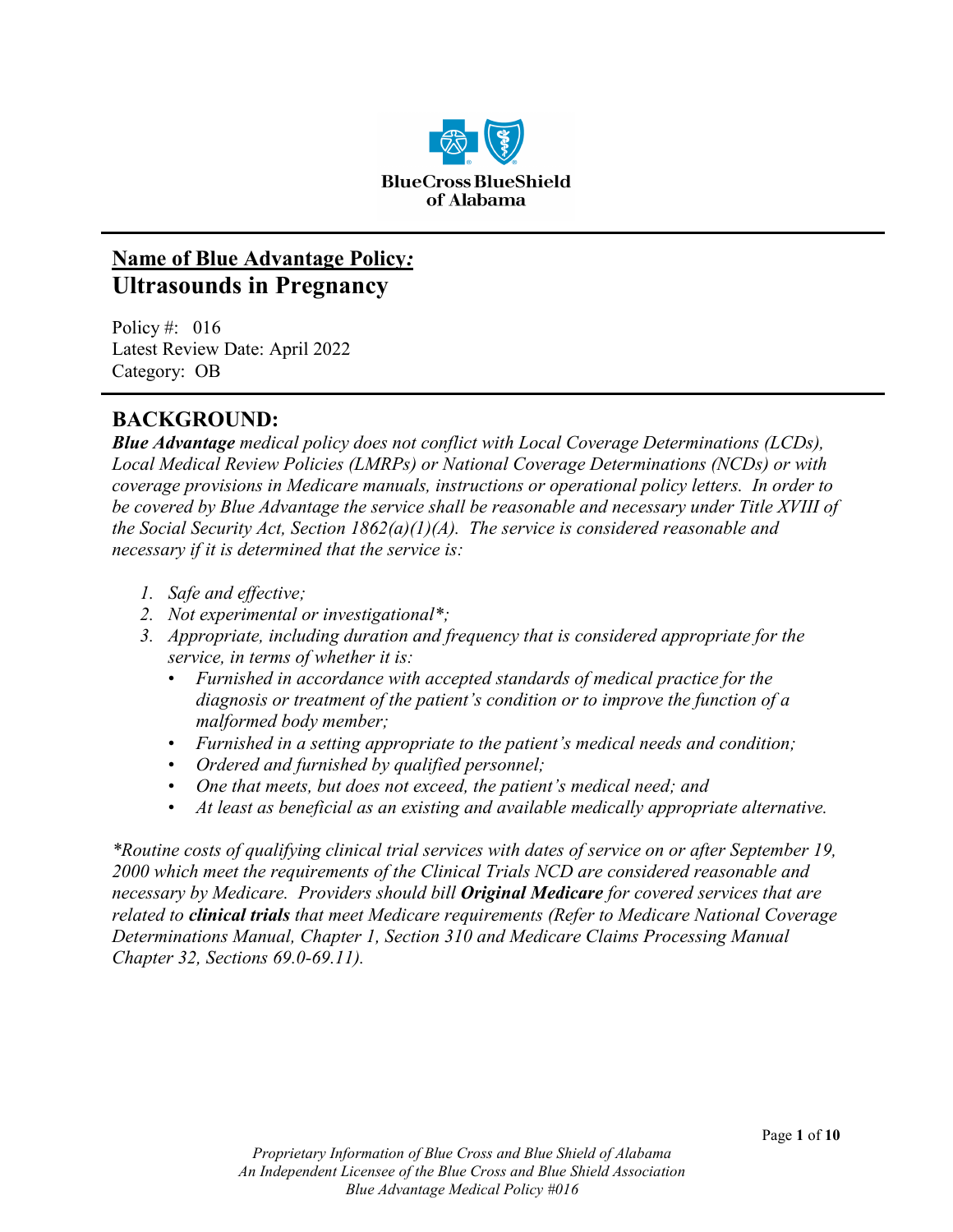**Name of Blue Advantage Policy:**

# Ultrasounds in Pregnancy

Policy #: 016
Latest Review Date: April 2022
Category: OB

## BACKGROUND:

***Blue Advantage*** *medical policy does not conflict with Local Coverage Determinations (LCDs), Local Medical Review Policies (LMRPs) or National Coverage Determinations (NCDs) or with coverage provisions in Medicare manuals, instructions or operational policy letters. In order to be covered by Blue Advantage the service shall be reasonable and necessary under Title XVIII of the Social Security Act, Section 1862(a)(1)(A). The service is considered reasonable and necessary if it is determined that the service is:*

1. *Safe and effective;*
2. *Not experimental or investigational*\*;*
3. *Appropriate, including duration and frequency that is considered appropriate for the service, in terms of whether it is:*
   - *Furnished in accordance with accepted standards of medical practice for the diagnosis or treatment of the patient's condition or to improve the function of a malformed body member;*
   - *Furnished in a setting appropriate to the patient's medical needs and condition;*
   - *Ordered and furnished by qualified personnel;*
   - *One that meets, but does not exceed, the patient's medical need; and*
   - *At least as beneficial as an existing and available medically appropriate alternative.*

*\*Routine costs of qualifying clinical trial services with dates of service on or after September 19, 2000 which meet the requirements of the Clinical Trials NCD are considered reasonable and necessary by Medicare. Providers should bill* ***Original Medicare*** *for covered services that are related to* ***clinical trials*** *that meet Medicare requirements (Refer to Medicare National Coverage Determinations Manual, Chapter 1, Section 310 and Medicare Claims Processing Manual Chapter 32, Sections 69.0-69.11).*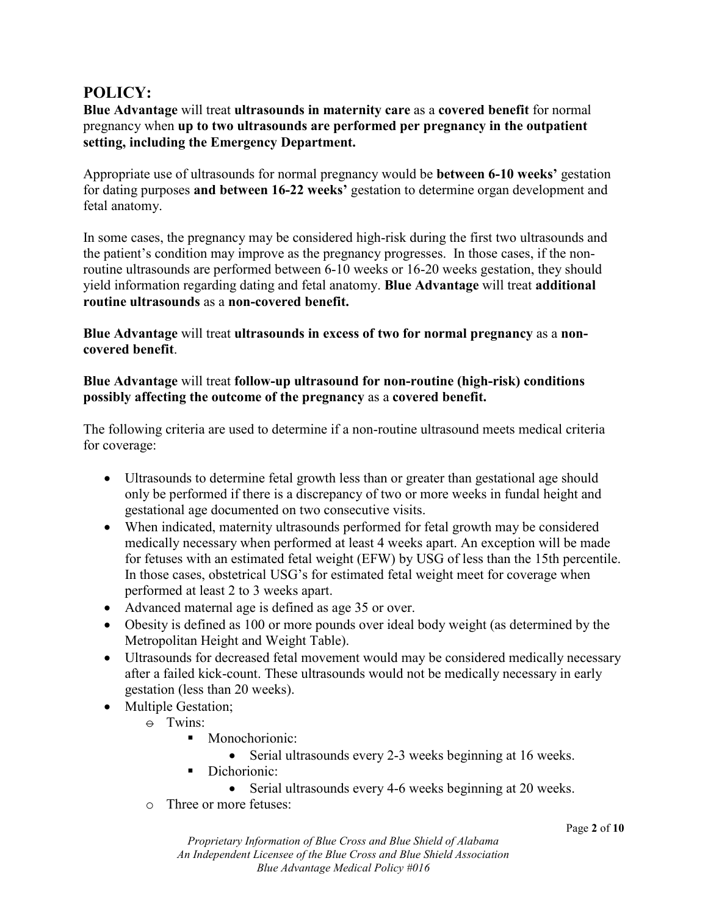# POLICY:

**Blue Advantage** will treat **ultrasounds in maternity care** as a **covered benefit** for normal pregnancy when **up to two ultrasounds are performed per pregnancy in the outpatient setting, including the Emergency Department.**

Appropriate use of ultrasounds for normal pregnancy would be **between 6-10 weeks'** gestation for dating purposes **and between 16-22 weeks'** gestation to determine organ development and fetal anatomy.

In some cases, the pregnancy may be considered high-risk during the first two ultrasounds and the patient's condition may improve as the pregnancy progresses. In those cases, if the non-routine ultrasounds are performed between 6-10 weeks or 16-20 weeks gestation, they should yield information regarding dating and fetal anatomy. **Blue Advantage** will treat **additional routine ultrasounds** as a **non-covered benefit.**

**Blue Advantage** will treat **ultrasounds in excess of two for normal pregnancy** as a **non-covered benefit**.

**Blue Advantage** will treat **follow-up ultrasound for non-routine (high-risk) conditions possibly affecting the outcome of the pregnancy** as a **covered benefit.**

The following criteria are used to determine if a non-routine ultrasound meets medical criteria for coverage:

- Ultrasounds to determine fetal growth less than or greater than gestational age should only be performed if there is a discrepancy of two or more weeks in fundal height and gestational age documented on two consecutive visits.
- When indicated, maternity ultrasounds performed for fetal growth may be considered medically necessary when performed at least 4 weeks apart. An exception will be made for fetuses with an estimated fetal weight (EFW) by USG of less than the 15th percentile. In those cases, obstetrical USG's for estimated fetal weight meet for coverage when performed at least 2 to 3 weeks apart.
- Advanced maternal age is defined as age 35 or over.
- Obesity is defined as 100 or more pounds over ideal body weight (as determined by the Metropolitan Height and Weight Table).
- Ultrasounds for decreased fetal movement would may be considered medically necessary after a failed kick-count. These ultrasounds would not be medically necessary in early gestation (less than 20 weeks).
- Multiple Gestation;
  - Twins:
    - Monochorionic:
      - Serial ultrasounds every 2-3 weeks beginning at 16 weeks.
    - Dichorionic:
      - Serial ultrasounds every 4-6 weeks beginning at 20 weeks.
  - Three or more fetuses: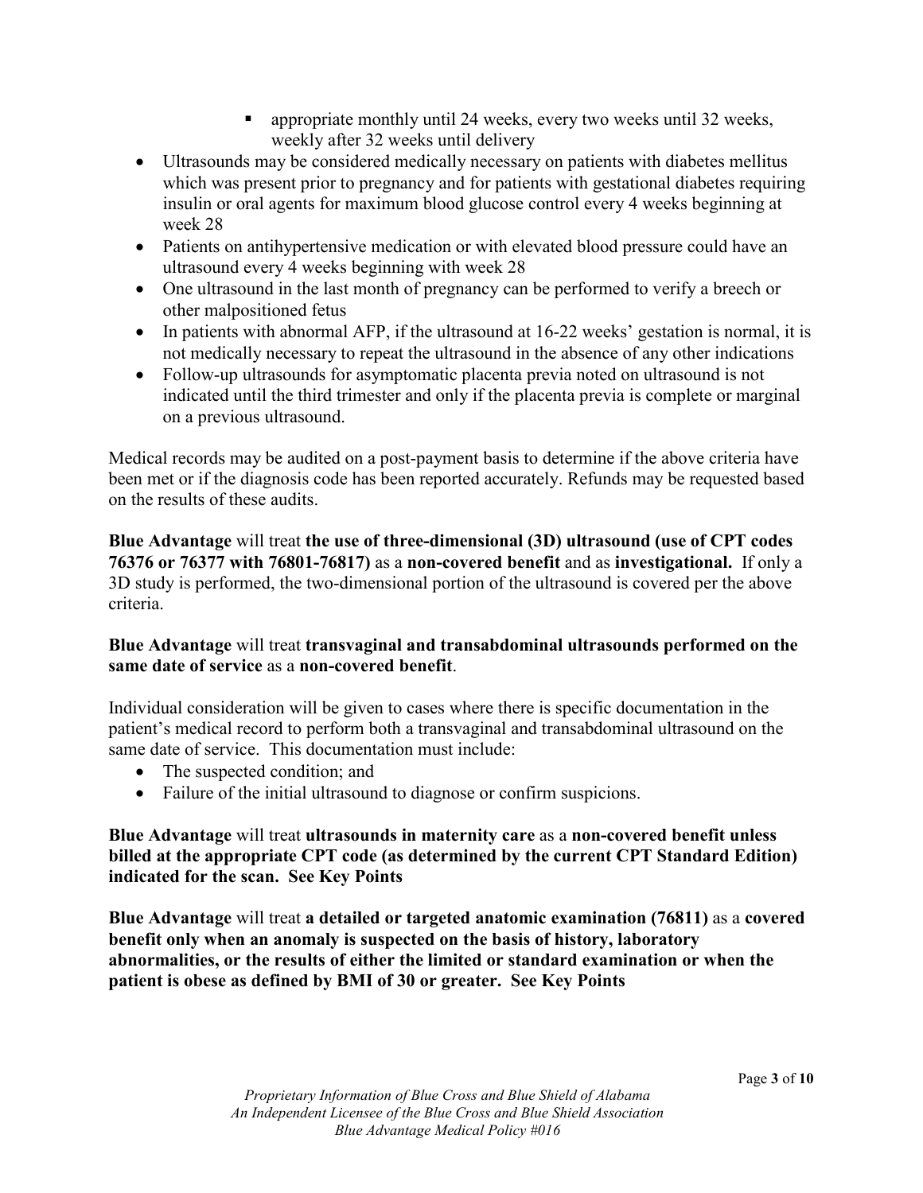- appropriate monthly until 24 weeks, every two weeks until 32 weeks, weekly after 32 weeks until delivery
- Ultrasounds may be considered medically necessary on patients with diabetes mellitus which was present prior to pregnancy and for patients with gestational diabetes requiring insulin or oral agents for maximum blood glucose control every 4 weeks beginning at week 28
- Patients on antihypertensive medication or with elevated blood pressure could have an ultrasound every 4 weeks beginning with week 28
- One ultrasound in the last month of pregnancy can be performed to verify a breech or other malpositioned fetus
- In patients with abnormal AFP, if the ultrasound at 16-22 weeks' gestation is normal, it is not medically necessary to repeat the ultrasound in the absence of any other indications
- Follow-up ultrasounds for asymptomatic placenta previa noted on ultrasound is not indicated until the third trimester and only if the placenta previa is complete or marginal on a previous ultrasound.

Medical records may be audited on a post-payment basis to determine if the above criteria have been met or if the diagnosis code has been reported accurately. Refunds may be requested based on the results of these audits.

**Blue Advantage** will treat **the use of three-dimensional (3D) ultrasound (use of CPT codes 76376 or 76377 with 76801-76817)** as a **non-covered benefit** and as **investigational.** If only a 3D study is performed, the two-dimensional portion of the ultrasound is covered per the above criteria.

**Blue Advantage** will treat **transvaginal and transabdominal ultrasounds performed on the same date of service** as a **non-covered benefit**.

Individual consideration will be given to cases where there is specific documentation in the patient's medical record to perform both a transvaginal and transabdominal ultrasound on the same date of service. This documentation must include:

- The suspected condition; and
- Failure of the initial ultrasound to diagnose or confirm suspicions.

**Blue Advantage** will treat **ultrasounds in maternity care** as a **non-covered benefit unless billed at the appropriate CPT code (as determined by the current CPT Standard Edition) indicated for the scan. See Key Points**

**Blue Advantage** will treat **a detailed or targeted anatomic examination (76811)** as a **covered benefit only when an anomaly is suspected on the basis of history, laboratory abnormalities, or the results of either the limited or standard examination or when the patient is obese as defined by BMI of 30 or greater. See Key Points**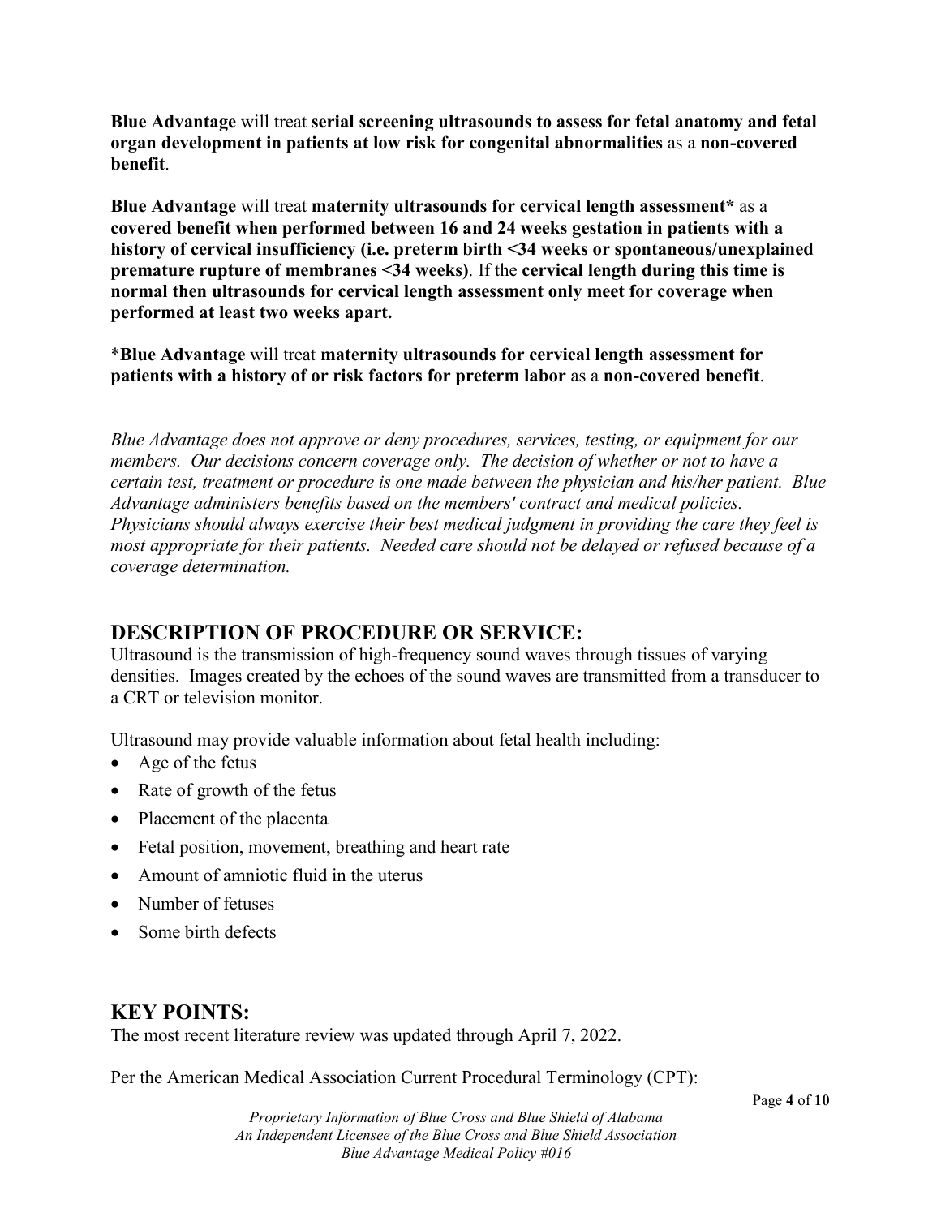**Blue Advantage** will treat **serial screening ultrasounds to assess for fetal anatomy and fetal organ development in patients at low risk for congenital abnormalities** as a **non-covered benefit**.

**Blue Advantage** will treat **maternity ultrasounds for cervical length assessment*** as a **covered benefit when performed between 16 and 24 weeks gestation in patients with a history of cervical insufficiency (i.e. preterm birth <34 weeks or spontaneous/unexplained premature rupture of membranes <34 weeks)**. If the **cervical length during this time is normal then ultrasounds for cervical length assessment only meet for coverage when performed at least two weeks apart.**

*__Blue Advantage__ will treat **maternity ultrasounds for cervical length assessment for patients with a history of or risk factors for preterm labor** as a **non-covered benefit**.

*Blue Advantage does not approve or deny procedures, services, testing, or equipment for our members. Our decisions concern coverage only. The decision of whether or not to have a certain test, treatment or procedure is one made between the physician and his/her patient. Blue Advantage administers benefits based on the members' contract and medical policies. Physicians should always exercise their best medical judgment in providing the care they feel is most appropriate for their patients. Needed care should not be delayed or refused because of a coverage determination.*

## DESCRIPTION OF PROCEDURE OR SERVICE:

Ultrasound is the transmission of high-frequency sound waves through tissues of varying densities. Images created by the echoes of the sound waves are transmitted from a transducer to a CRT or television monitor.

Ultrasound may provide valuable information about fetal health including:

- Age of the fetus
- Rate of growth of the fetus
- Placement of the placenta
- Fetal position, movement, breathing and heart rate
- Amount of amniotic fluid in the uterus
- Number of fetuses
- Some birth defects

## KEY POINTS:

The most recent literature review was updated through April 7, 2022.

Per the American Medical Association Current Procedural Terminology (CPT):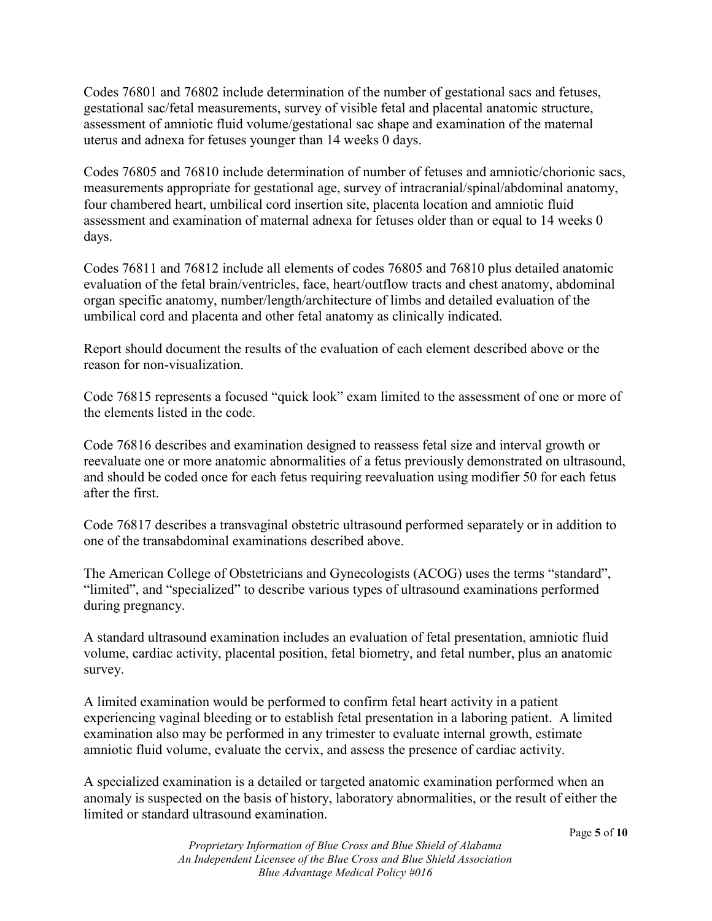Codes 76801 and 76802 include determination of the number of gestational sacs and fetuses, gestational sac/fetal measurements, survey of visible fetal and placental anatomic structure, assessment of amniotic fluid volume/gestational sac shape and examination of the maternal uterus and adnexa for fetuses younger than 14 weeks 0 days.

Codes 76805 and 76810 include determination of number of fetuses and amniotic/chorionic sacs, measurements appropriate for gestational age, survey of intracranial/spinal/abdominal anatomy, four chambered heart, umbilical cord insertion site, placenta location and amniotic fluid assessment and examination of maternal adnexa for fetuses older than or equal to 14 weeks 0 days.

Codes 76811 and 76812 include all elements of codes 76805 and 76810 plus detailed anatomic evaluation of the fetal brain/ventricles, face, heart/outflow tracts and chest anatomy, abdominal organ specific anatomy, number/length/architecture of limbs and detailed evaluation of the umbilical cord and placenta and other fetal anatomy as clinically indicated.

Report should document the results of the evaluation of each element described above or the reason for non-visualization.

Code 76815 represents a focused "quick look" exam limited to the assessment of one or more of the elements listed in the code.

Code 76816 describes and examination designed to reassess fetal size and interval growth or reevaluate one or more anatomic abnormalities of a fetus previously demonstrated on ultrasound, and should be coded once for each fetus requiring reevaluation using modifier 50 for each fetus after the first.

Code 76817 describes a transvaginal obstetric ultrasound performed separately or in addition to one of the transabdominal examinations described above.

The American College of Obstetricians and Gynecologists (ACOG) uses the terms "standard", "limited", and "specialized" to describe various types of ultrasound examinations performed during pregnancy.

A standard ultrasound examination includes an evaluation of fetal presentation, amniotic fluid volume, cardiac activity, placental position, fetal biometry, and fetal number, plus an anatomic survey.

A limited examination would be performed to confirm fetal heart activity in a patient experiencing vaginal bleeding or to establish fetal presentation in a laboring patient. A limited examination also may be performed in any trimester to evaluate internal growth, estimate amniotic fluid volume, evaluate the cervix, and assess the presence of cardiac activity.

A specialized examination is a detailed or targeted anatomic examination performed when an anomaly is suspected on the basis of history, laboratory abnormalities, or the result of either the limited or standard ultrasound examination.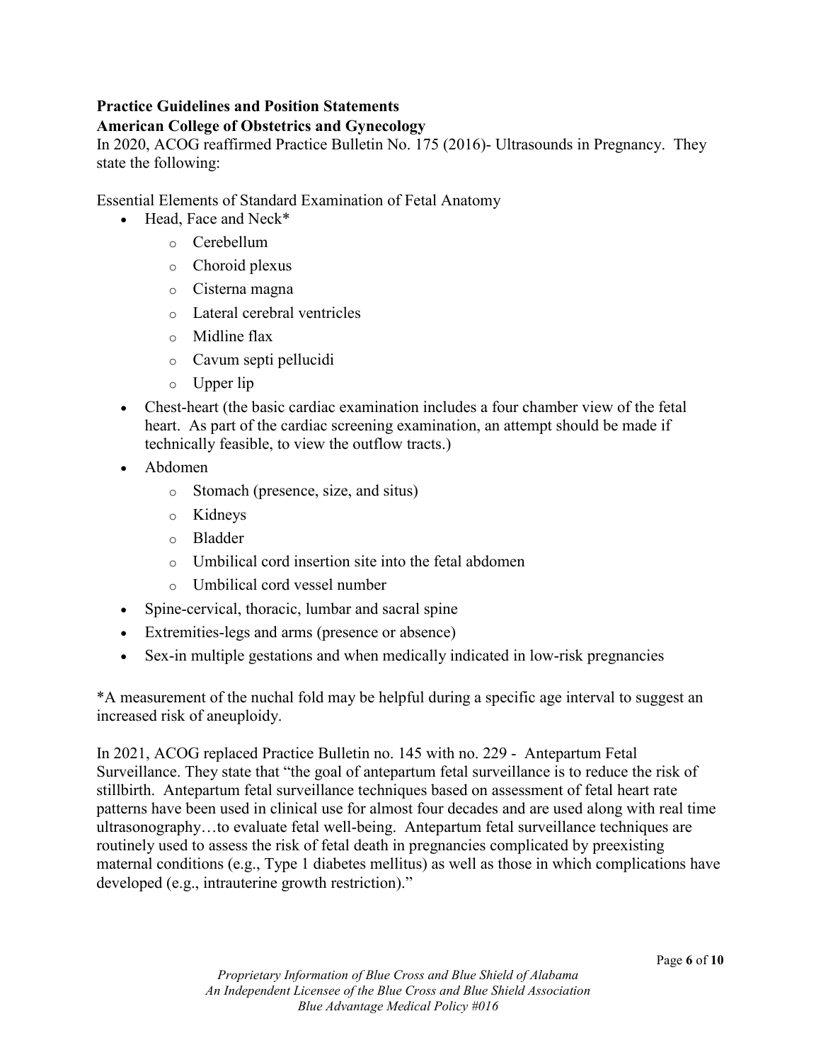**Practice Guidelines and Position Statements**

**American College of Obstetrics and Gynecology**

In 2020, ACOG reaffirmed Practice Bulletin No. 175 (2016)- Ultrasounds in Pregnancy. They state the following:

Essential Elements of Standard Examination of Fetal Anatomy

- Head, Face and Neck*
  - Cerebellum
  - Choroid plexus
  - Cisterna magna
  - Lateral cerebral ventricles
  - Midline flax
  - Cavum septi pellucidi
  - Upper lip
- Chest-heart (the basic cardiac examination includes a four chamber view of the fetal heart. As part of the cardiac screening examination, an attempt should be made if technically feasible, to view the outflow tracts.)
- Abdomen
  - Stomach (presence, size, and situs)
  - Kidneys
  - Bladder
  - Umbilical cord insertion site into the fetal abdomen
  - Umbilical cord vessel number
- Spine-cervical, thoracic, lumbar and sacral spine
- Extremities-legs and arms (presence or absence)
- Sex-in multiple gestations and when medically indicated in low-risk pregnancies

*A measurement of the nuchal fold may be helpful during a specific age interval to suggest an increased risk of aneuploidy.

In 2021, ACOG replaced Practice Bulletin no. 145 with no. 229 - Antepartum Fetal Surveillance. They state that "the goal of antepartum fetal surveillance is to reduce the risk of stillbirth. Antepartum fetal surveillance techniques based on assessment of fetal heart rate patterns have been used in clinical use for almost four decades and are used along with real time ultrasonography…to evaluate fetal well-being. Antepartum fetal surveillance techniques are routinely used to assess the risk of fetal death in pregnancies complicated by preexisting maternal conditions (e.g., Type 1 diabetes mellitus) as well as those in which complications have developed (e.g., intrauterine growth restriction)."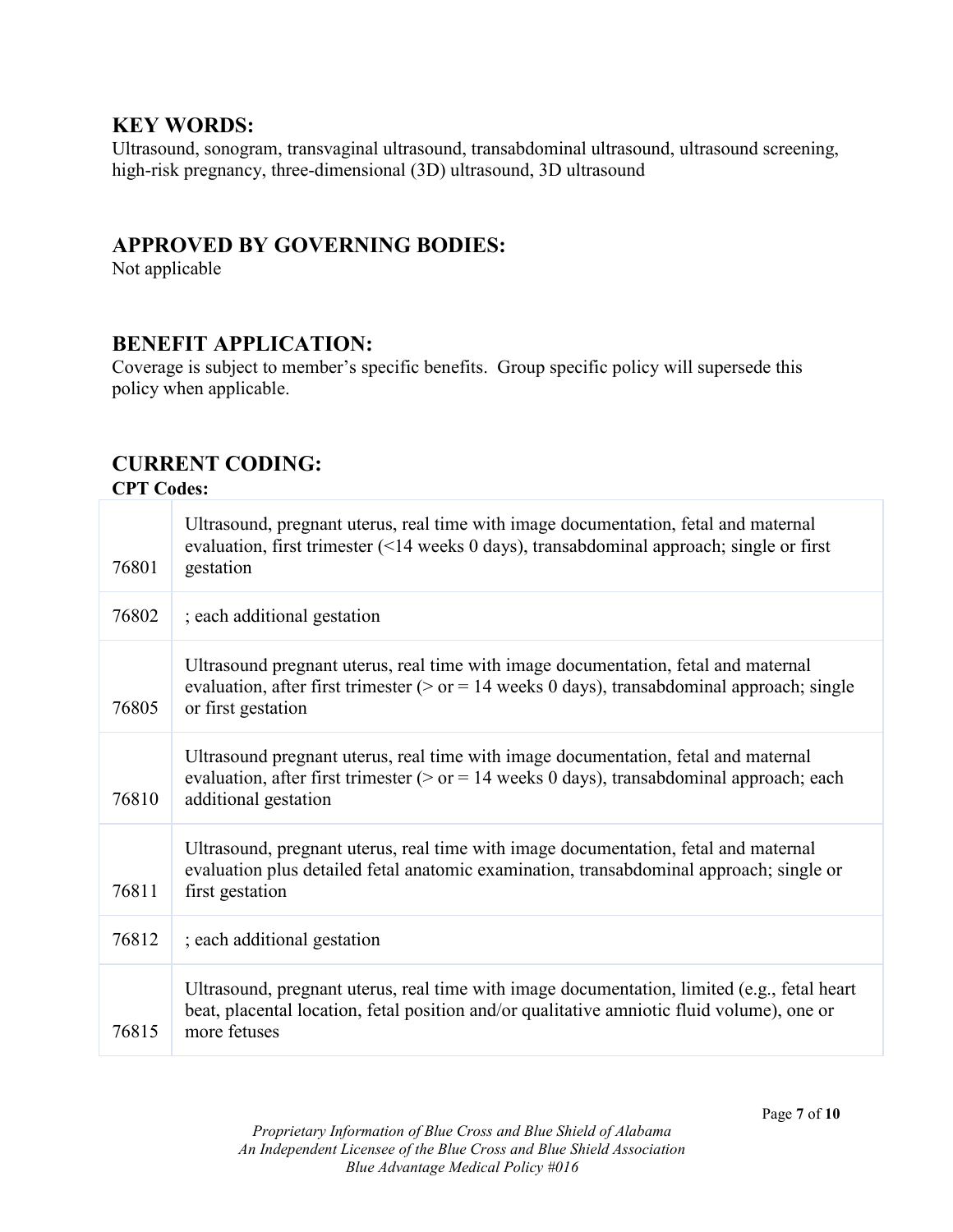## KEY WORDS:

Ultrasound, sonogram, transvaginal ultrasound, transabdominal ultrasound, ultrasound screening, high-risk pregnancy, three-dimensional (3D) ultrasound, 3D ultrasound

## APPROVED BY GOVERNING BODIES:

Not applicable

## BENEFIT APPLICATION:

Coverage is subject to member's specific benefits. Group specific policy will supersede this policy when applicable.

## CURRENT CODING:

**CPT Codes:**

| | |
|---|---|
| 76801 | Ultrasound, pregnant uterus, real time with image documentation, fetal and maternal evaluation, first trimester (<14 weeks 0 days), transabdominal approach; single or first gestation |
| 76802 | ; each additional gestation |
| 76805 | Ultrasound pregnant uterus, real time with image documentation, fetal and maternal evaluation, after first trimester (> or = 14 weeks 0 days), transabdominal approach; single or first gestation |
| 76810 | Ultrasound pregnant uterus, real time with image documentation, fetal and maternal evaluation, after first trimester (> or = 14 weeks 0 days), transabdominal approach; each additional gestation |
| 76811 | Ultrasound, pregnant uterus, real time with image documentation, fetal and maternal evaluation plus detailed fetal anatomic examination, transabdominal approach; single or first gestation |
| 76812 | ; each additional gestation |
| 76815 | Ultrasound, pregnant uterus, real time with image documentation, limited (e.g., fetal heart beat, placental location, fetal position and/or qualitative amniotic fluid volume), one or more fetuses |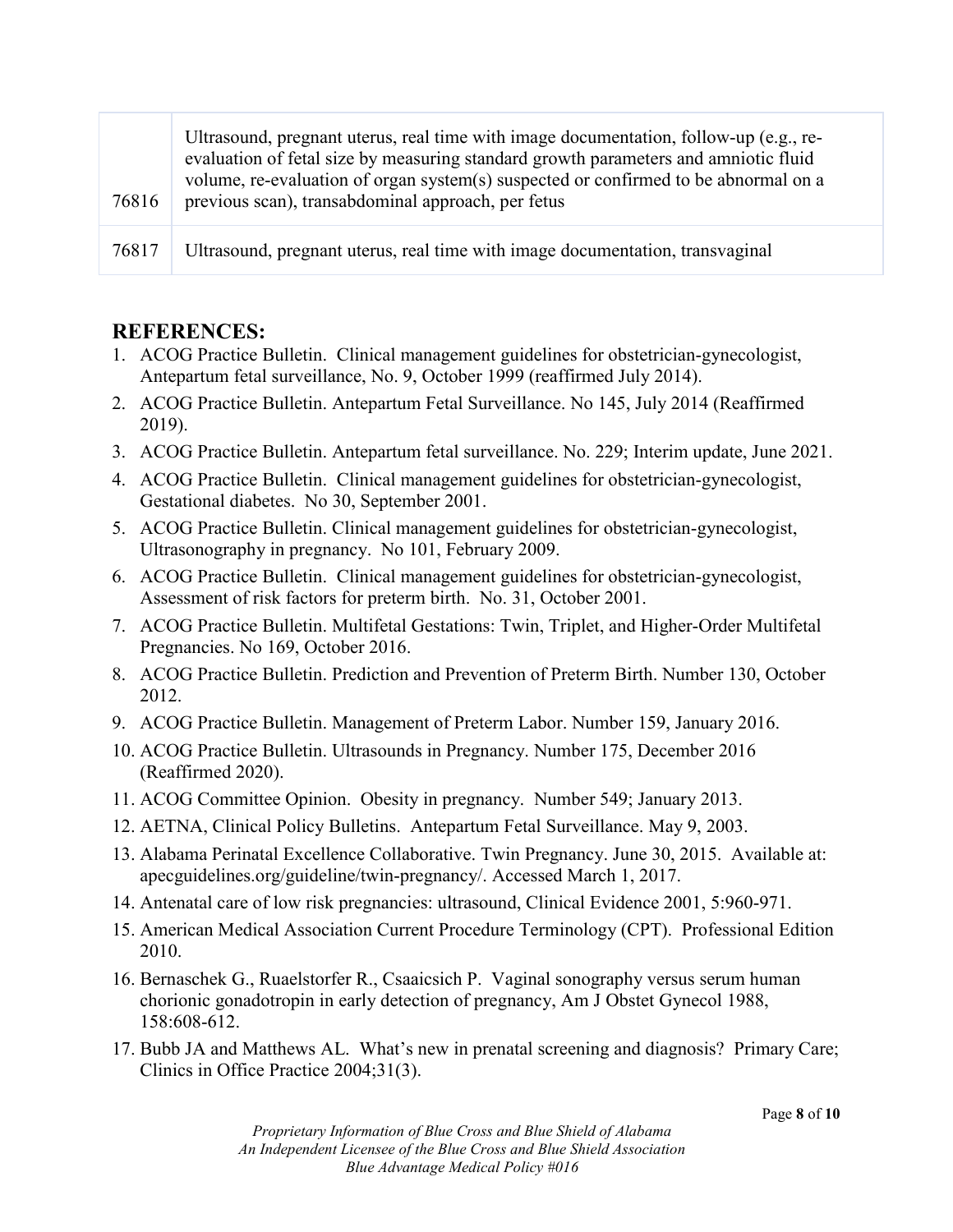| | |
|---|---|
| 76816 | Ultrasound, pregnant uterus, real time with image documentation, follow-up (e.g., re-evaluation of fetal size by measuring standard growth parameters and amniotic fluid volume, re-evaluation of organ system(s) suspected or confirmed to be abnormal on a previous scan), transabdominal approach, per fetus |
| 76817 | Ultrasound, pregnant uterus, real time with image documentation, transvaginal |

## REFERENCES:

1. ACOG Practice Bulletin. Clinical management guidelines for obstetrician-gynecologist, Antepartum fetal surveillance, No. 9, October 1999 (reaffirmed July 2014).
2. ACOG Practice Bulletin. Antepartum Fetal Surveillance. No 145, July 2014 (Reaffirmed 2019).
3. ACOG Practice Bulletin. Antepartum fetal surveillance. No. 229; Interim update, June 2021.
4. ACOG Practice Bulletin. Clinical management guidelines for obstetrician-gynecologist, Gestational diabetes. No 30, September 2001.
5. ACOG Practice Bulletin. Clinical management guidelines for obstetrician-gynecologist, Ultrasonography in pregnancy. No 101, February 2009.
6. ACOG Practice Bulletin. Clinical management guidelines for obstetrician-gynecologist, Assessment of risk factors for preterm birth. No. 31, October 2001.
7. ACOG Practice Bulletin. Multifetal Gestations: Twin, Triplet, and Higher-Order Multifetal Pregnancies. No 169, October 2016.
8. ACOG Practice Bulletin. Prediction and Prevention of Preterm Birth. Number 130, October 2012.
9. ACOG Practice Bulletin. Management of Preterm Labor. Number 159, January 2016.
10. ACOG Practice Bulletin. Ultrasounds in Pregnancy. Number 175, December 2016 (Reaffirmed 2020).
11. ACOG Committee Opinion. Obesity in pregnancy. Number 549; January 2013.
12. AETNA, Clinical Policy Bulletins. Antepartum Fetal Surveillance. May 9, 2003.
13. Alabama Perinatal Excellence Collaborative. Twin Pregnancy. June 30, 2015. Available at: apecguidelines.org/guideline/twin-pregnancy/. Accessed March 1, 2017.
14. Antenatal care of low risk pregnancies: ultrasound, Clinical Evidence 2001, 5:960-971.
15. American Medical Association Current Procedure Terminology (CPT). Professional Edition 2010.
16. Bernaschek G., Ruaelstorfer R., Csaaicsich P. Vaginal sonography versus serum human chorionic gonadotropin in early detection of pregnancy, Am J Obstet Gynecol 1988, 158:608-612.
17. Bubb JA and Matthews AL. What's new in prenatal screening and diagnosis? Primary Care; Clinics in Office Practice 2004;31(3).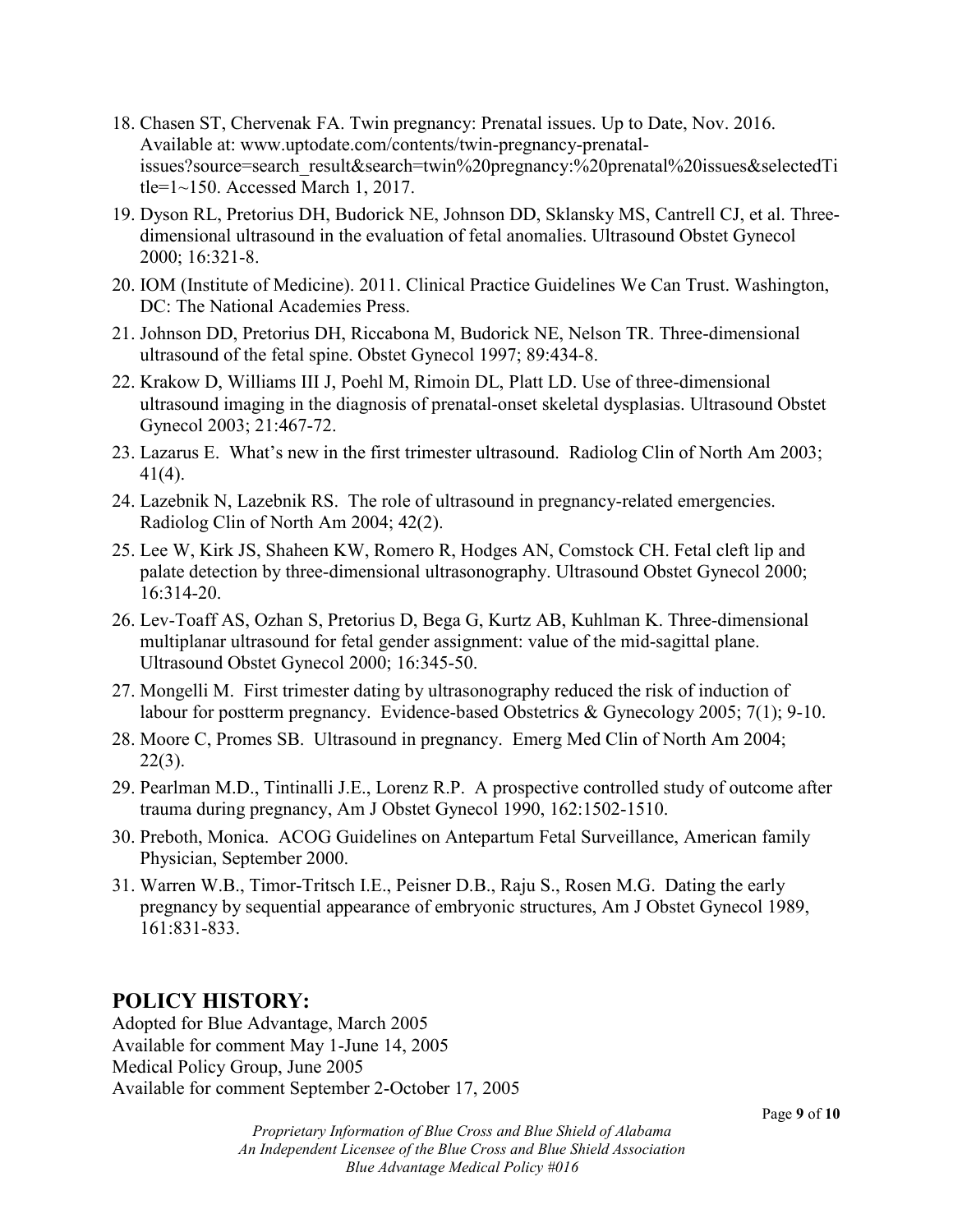18. Chasen ST, Chervenak FA. Twin pregnancy: Prenatal issues. Up to Date, Nov. 2016. Available at: www.uptodate.com/contents/twin-pregnancy-prenatal-issues?source=search_result&search=twin%20pregnancy:%20prenatal%20issues&selectedTitle=1~150. Accessed March 1, 2017.
19. Dyson RL, Pretorius DH, Budorick NE, Johnson DD, Sklansky MS, Cantrell CJ, et al. Three-dimensional ultrasound in the evaluation of fetal anomalies. Ultrasound Obstet Gynecol 2000; 16:321-8.
20. IOM (Institute of Medicine). 2011. Clinical Practice Guidelines We Can Trust. Washington, DC: The National Academies Press.
21. Johnson DD, Pretorius DH, Riccabona M, Budorick NE, Nelson TR. Three-dimensional ultrasound of the fetal spine. Obstet Gynecol 1997; 89:434-8.
22. Krakow D, Williams III J, Poehl M, Rimoin DL, Platt LD. Use of three-dimensional ultrasound imaging in the diagnosis of prenatal-onset skeletal dysplasias. Ultrasound Obstet Gynecol 2003; 21:467-72.
23. Lazarus E. What's new in the first trimester ultrasound. Radiolog Clin of North Am 2003; 41(4).
24. Lazebnik N, Lazebnik RS. The role of ultrasound in pregnancy-related emergencies. Radiolog Clin of North Am 2004; 42(2).
25. Lee W, Kirk JS, Shaheen KW, Romero R, Hodges AN, Comstock CH. Fetal cleft lip and palate detection by three-dimensional ultrasonography. Ultrasound Obstet Gynecol 2000; 16:314-20.
26. Lev-Toaff AS, Ozhan S, Pretorius D, Bega G, Kurtz AB, Kuhlman K. Three-dimensional multiplanar ultrasound for fetal gender assignment: value of the mid-sagittal plane. Ultrasound Obstet Gynecol 2000; 16:345-50.
27. Mongelli M. First trimester dating by ultrasonography reduced the risk of induction of labour for postterm pregnancy. Evidence-based Obstetrics & Gynecology 2005; 7(1); 9-10.
28. Moore C, Promes SB. Ultrasound in pregnancy. Emerg Med Clin of North Am 2004; 22(3).
29. Pearlman M.D., Tintinalli J.E., Lorenz R.P. A prospective controlled study of outcome after trauma during pregnancy, Am J Obstet Gynecol 1990, 162:1502-1510.
30. Preboth, Monica. ACOG Guidelines on Antepartum Fetal Surveillance, American family Physician, September 2000.
31. Warren W.B., Timor-Tritsch I.E., Peisner D.B., Raju S., Rosen M.G. Dating the early pregnancy by sequential appearance of embryonic structures, Am J Obstet Gynecol 1989, 161:831-833.

## POLICY HISTORY:

Adopted for Blue Advantage, March 2005
Available for comment May 1-June 14, 2005
Medical Policy Group, June 2005
Available for comment September 2-October 17, 2005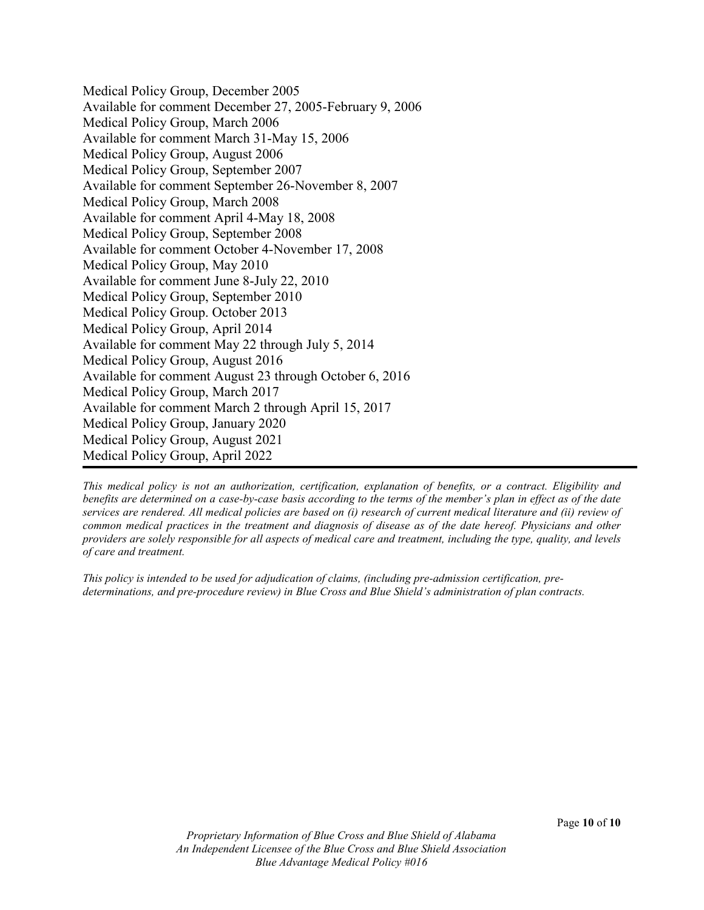Medical Policy Group, December 2005
Available for comment December 27, 2005-February 9, 2006
Medical Policy Group, March 2006
Available for comment March 31-May 15, 2006
Medical Policy Group, August 2006
Medical Policy Group, September 2007
Available for comment September 26-November 8, 2007
Medical Policy Group, March 2008
Available for comment April 4-May 18, 2008
Medical Policy Group, September 2008
Available for comment October 4-November 17, 2008
Medical Policy Group, May 2010
Available for comment June 8-July 22, 2010
Medical Policy Group, September 2010
Medical Policy Group. October 2013
Medical Policy Group, April 2014
Available for comment May 22 through July 5, 2014
Medical Policy Group, August 2016
Available for comment August 23 through October 6, 2016
Medical Policy Group, March 2017
Available for comment March 2 through April 15, 2017
Medical Policy Group, January 2020
Medical Policy Group, August 2021
Medical Policy Group, April 2022

---

*This medical policy is not an authorization, certification, explanation of benefits, or a contract. Eligibility and benefits are determined on a case-by-case basis according to the terms of the member's plan in effect as of the date services are rendered. All medical policies are based on (i) research of current medical literature and (ii) review of common medical practices in the treatment and diagnosis of disease as of the date hereof. Physicians and other providers are solely responsible for all aspects of medical care and treatment, including the type, quality, and levels of care and treatment.*

*This policy is intended to be used for adjudication of claims, (including pre-admission certification, pre-determinations, and pre-procedure review) in Blue Cross and Blue Shield's administration of plan contracts.*